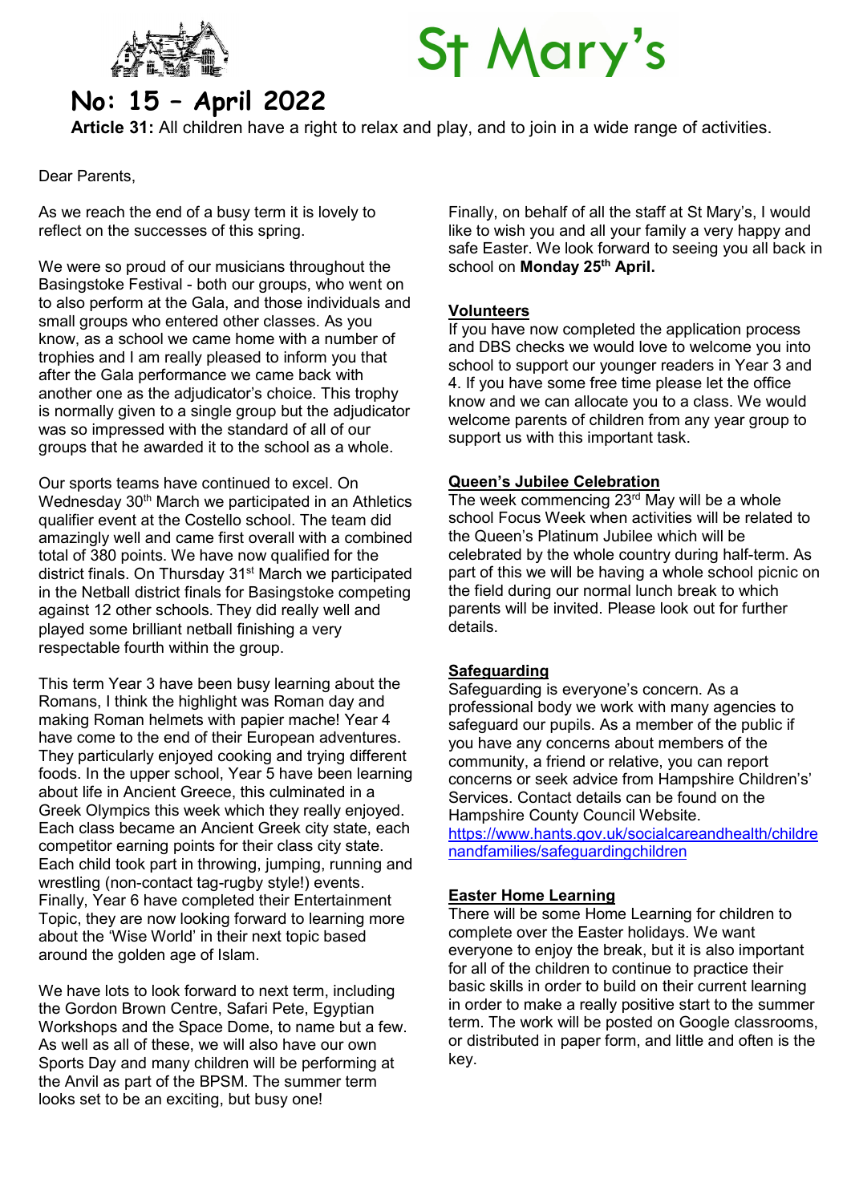# St Mary's

## No: 15 – April 2022

**Article 31:** All children have a right to relax and play, and to join in a wide range of activities.

Dear Parents,

As we reach the end of a busy term it is lovely to reflect on the successes of this spring.

We were so proud of our musicians throughout the Basingstoke Festival - both our groups, who went on to also perform at the Gala, and those individuals and small groups who entered other classes. As you know, as a school we came home with a number of trophies and I am really pleased to inform you that after the Gala performance we came back with another one as the adjudicator's choice. This trophy is normally given to a single group but the adjudicator was so impressed with the standard of all of our groups that he awarded it to the school as a whole.

Our sports teams have continued to excel. On Wednesday 30th March we participated in an Athletics qualifier event at the Costello school. The team did amazingly well and came first overall with a combined total of 380 points. We have now qualified for the district finals. On Thursday 31st March we participated in the Netball district finals for Basingstoke competing against 12 other schools. They did really well and played some brilliant netball finishing a very respectable fourth within the group.

This term Year 3 have been busy learning about the Romans, I think the highlight was Roman day and making Roman helmets with papier mache! Year 4 have come to the end of their European adventures. They particularly enjoyed cooking and trying different foods. In the upper school, Year 5 have been learning about life in Ancient Greece, this culminated in a Greek Olympics this week which they really enjoyed. Each class became an Ancient Greek city state, each competitor earning points for their class city state. Each child took part in throwing, jumping, running and wrestling (non-contact tag-rugby style!) events. Finally, Year 6 have completed their Entertainment Topic, they are now looking forward to learning more about the 'Wise World' in their next topic based around the golden age of Islam.

We have lots to look forward to next term, including the Gordon Brown Centre, Safari Pete, Egyptian Workshops and the Space Dome, to name but a few. As well as all of these, we will also have our own Sports Day and many children will be performing at the Anvil as part of the BPSM. The summer term looks set to be an exciting, but busy one!

Finally, on behalf of all the staff at St Mary's, I would like to wish you and all your family a very happy and safe Easter. We look forward to seeing you all back in school on **Monday 25th April.**

### Volunteers

If you have now completed the application process and DBS checks we would love to welcome you into school to support our younger readers in Year 3 and 4. If you have some free time please let the office know and we can allocate you to a class. We would welcome parents of children from any year group to support us with this important task.

### Queen's Jubilee Celebration

The week commencing 23rd May will be a whole school Focus Week when activities will be related to the Queen's Platinum Jubilee which will be celebrated by the whole country during half-term. As part of this we will be having a whole school picnic on the field during our normal lunch break to which parents will be invited. Please look out for further details.

### Safeguarding

Safeguarding is everyone's concern. As a professional body we work with many agencies to safeguard our pupils. As a member of the public if you have any concerns about members of the community, a friend or relative, you can report concerns or seek advice from Hampshire Children's' Services. Contact details can be found on the Hampshire County Council Website.
https://www.hants.gov.uk/socialcareandhealth/childrenandfamilies/safeguardingchildren

### Easter Home Learning

There will be some Home Learning for children to complete over the Easter holidays. We want everyone to enjoy the break, but it is also important for all of the children to continue to practice their basic skills in order to build on their current learning in order to make a really positive start to the summer term. The work will be posted on Google classrooms, or distributed in paper form, and little and often is the key.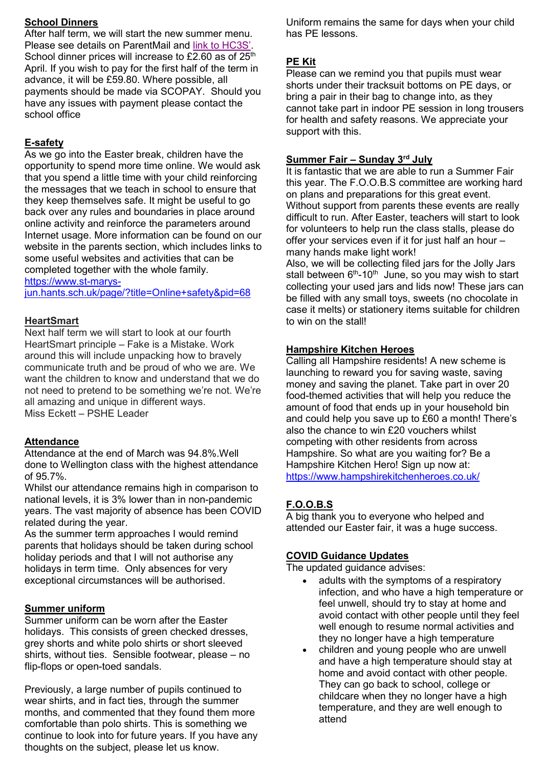## School Dinners

After half term, we will start the new summer menu. Please see details on ParentMail and link to HC3S'. School dinner prices will increase to £2.60 as of 25th April. If you wish to pay for the first half of the term in advance, it will be £59.80. Where possible, all payments should be made via SCOPAY. Should you have any issues with payment please contact the school office

## E-safety

As we go into the Easter break, children have the opportunity to spend more time online. We would ask that you spend a little time with your child reinforcing the messages that we teach in school to ensure that they keep themselves safe. It might be useful to go back over any rules and boundaries in place around online activity and reinforce the parameters around Internet usage. More information can be found on our website in the parents section, which includes links to some useful websites and activities that can be completed together with the whole family.
https://www.st-marys-jun.hants.sch.uk/page/?title=Online+safety&pid=68

## HeartSmart

Next half term we will start to look at our fourth HeartSmart principle – Fake is a Mistake. Work around this will include unpacking how to bravely communicate truth and be proud of who we are. We want the children to know and understand that we do not need to pretend to be something we're not. We're all amazing and unique in different ways.
Miss Eckett – PSHE Leader

## Attendance

Attendance at the end of March was 94.8%.Well done to Wellington class with the highest attendance of 95.7%.

Whilst our attendance remains high in comparison to national levels, it is 3% lower than in non-pandemic years. The vast majority of absence has been COVID related during the year.

As the summer term approaches I would remind parents that holidays should be taken during school holiday periods and that I will not authorise any holidays in term time. Only absences for very exceptional circumstances will be authorised.

## Summer uniform

Summer uniform can be worn after the Easter holidays. This consists of green checked dresses, grey shorts and white polo shirts or short sleeved shirts, without ties. Sensible footwear, please – no flip-flops or open-toed sandals.

Previously, a large number of pupils continued to wear shirts, and in fact ties, through the summer months, and commented that they found them more comfortable than polo shirts. This is something we continue to look into for future years. If you have any thoughts on the subject, please let us know.

Uniform remains the same for days when your child has PE lessons.

## PE Kit

Please can we remind you that pupils must wear shorts under their tracksuit bottoms on PE days, or bring a pair in their bag to change into, as they cannot take part in indoor PE session in long trousers for health and safety reasons. We appreciate your support with this.

## Summer Fair – Sunday 3rd July

It is fantastic that we are able to run a Summer Fair this year. The F.O.O.B.S committee are working hard on plans and preparations for this great event. Without support from parents these events are really difficult to run. After Easter, teachers will start to look for volunteers to help run the class stalls, please do offer your services even if it for just half an hour – many hands make light work!

Also, we will be collecting filed jars for the Jolly Jars stall between 6th-10th June, so you may wish to start collecting your used jars and lids now! These jars can be filled with any small toys, sweets (no chocolate in case it melts) or stationery items suitable for children to win on the stall!

## Hampshire Kitchen Heroes

Calling all Hampshire residents! A new scheme is launching to reward you for saving waste, saving money and saving the planet. Take part in over 20 food-themed activities that will help you reduce the amount of food that ends up in your household bin and could help you save up to £60 a month! There's also the chance to win £20 vouchers whilst competing with other residents from across Hampshire. So what are you waiting for? Be a Hampshire Kitchen Hero! Sign up now at:
https://www.hampshirekitchenheroes.co.uk/

## F.O.O.B.S

A big thank you to everyone who helped and attended our Easter fair, it was a huge success.

## COVID Guidance Updates

The updated guidance advises:

- adults with the symptoms of a respiratory infection, and who have a high temperature or feel unwell, should try to stay at home and avoid contact with other people until they feel well enough to resume normal activities and they no longer have a high temperature
- children and young people who are unwell and have a high temperature should stay at home and avoid contact with other people. They can go back to school, college or childcare when they no longer have a high temperature, and they are well enough to attend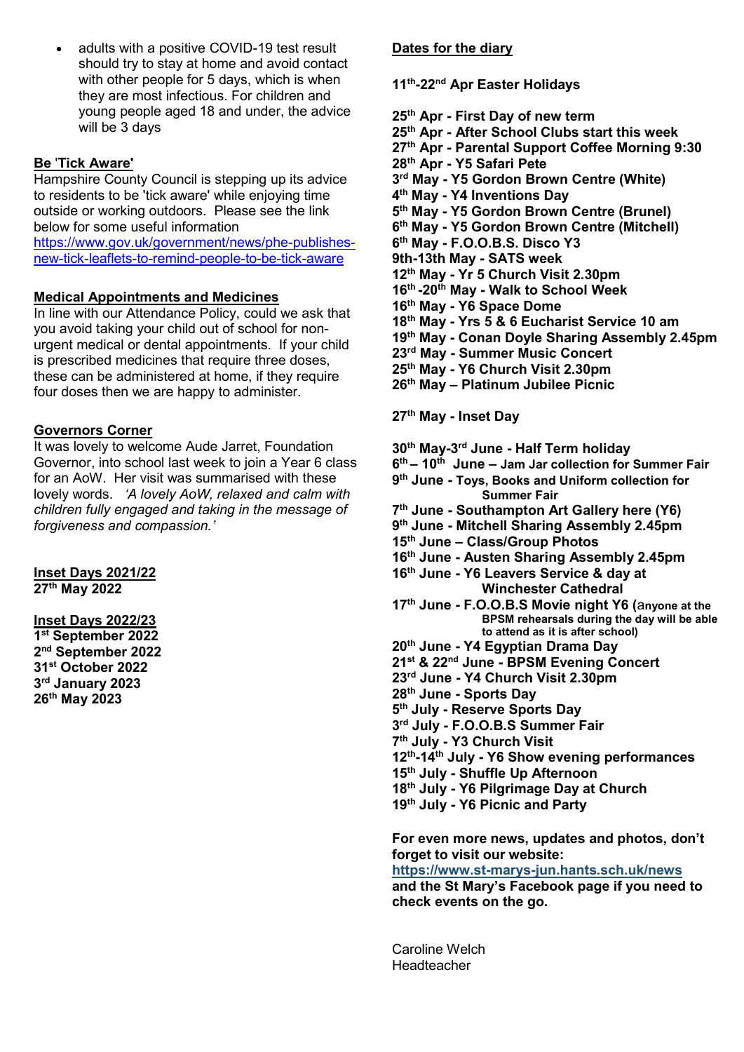- adults with a positive COVID-19 test result should try to stay at home and avoid contact with other people for 5 days, which is when they are most infectious. For children and young people aged 18 and under, the advice will be 3 days

**Be 'Tick Aware'**

Hampshire County Council is stepping up its advice to residents to be 'tick aware' while enjoying time outside or working outdoors. Please see the link below for some useful information
https://www.gov.uk/government/news/phe-publishes-new-tick-leaflets-to-remind-people-to-be-tick-aware

**Medical Appointments and Medicines**

In line with our Attendance Policy, could we ask that you avoid taking your child out of school for non-urgent medical or dental appointments. If your child is prescribed medicines that require three doses, these can be administered at home, if they require four doses then we are happy to administer.

**Governors Corner**

It was lovely to welcome Aude Jarret, Foundation Governor, into school last week to join a Year 6 class for an AoW. Her visit was summarised with these lovely words. *'A lovely AoW, relaxed and calm with children fully engaged and taking in the message of forgiveness and compassion.'*

**Inset Days 2021/22**

**27th May 2022**

**Inset Days 2022/23**

**1st September 2022**
**2nd September 2022**
**31st October 2022**
**3rd January 2023**
**26th May 2023**

**Dates for the diary**

**11th-22nd Apr Easter Holidays**

**25th Apr - First Day of new term**
**25th Apr - After School Clubs start this week**
**27th Apr - Parental Support Coffee Morning 9:30**
**28th Apr - Y5 Safari Pete**
**3rd May - Y5 Gordon Brown Centre (White)**
**4th May - Y4 Inventions Day**
**5th May - Y5 Gordon Brown Centre (Brunel)**
**6th May - Y5 Gordon Brown Centre (Mitchell)**
**6th May - F.O.O.B.S. Disco Y3**
**9th-13th May - SATS week**
**12th May - Yr 5 Church Visit 2.30pm**
**16th -20th May - Walk to School Week**
**16th May - Y6 Space Dome**
**18th May - Yrs 5 & 6 Eucharist Service 10 am**
**19th May - Conan Doyle Sharing Assembly 2.45pm**
**23rd May - Summer Music Concert**
**25th May - Y6 Church Visit 2.30pm**
**26th May – Platinum Jubilee Picnic**

**27th May - Inset Day**

**30th May-3rd June - Half Term holiday**
**6th – 10th June – Jam Jar collection for Summer Fair**
**9th June - Toys, Books and Uniform collection for Summer Fair**
**7th June - Southampton Art Gallery here (Y6)**
**9th June - Mitchell Sharing Assembly 2.45pm**
**15th June – Class/Group Photos**
**16th June - Austen Sharing Assembly 2.45pm**
**16th June - Y6 Leavers Service & day at Winchester Cathedral**
**17th June - F.O.O.B.S Movie night Y6 (anyone at the BPSM rehearsals during the day will be able to attend as it is after school)**
**20th June - Y4 Egyptian Drama Day**
**21st & 22nd June - BPSM Evening Concert**
**23rd June - Y4 Church Visit 2.30pm**
**28th June - Sports Day**
**5th July - Reserve Sports Day**
**3rd July - F.O.O.B.S Summer Fair**
**7th July - Y3 Church Visit**
**12th-14th July - Y6 Show evening performances**
**15th July - Shuffle Up Afternoon**
**18th July - Y6 Pilgrimage Day at Church**
**19th July - Y6 Picnic and Party**

**For even more news, updates and photos, don't forget to visit our website:**
**https://www.st-marys-jun.hants.sch.uk/news**
**and the St Mary's Facebook page if you need to check events on the go.**

Caroline Welch
Headteacher